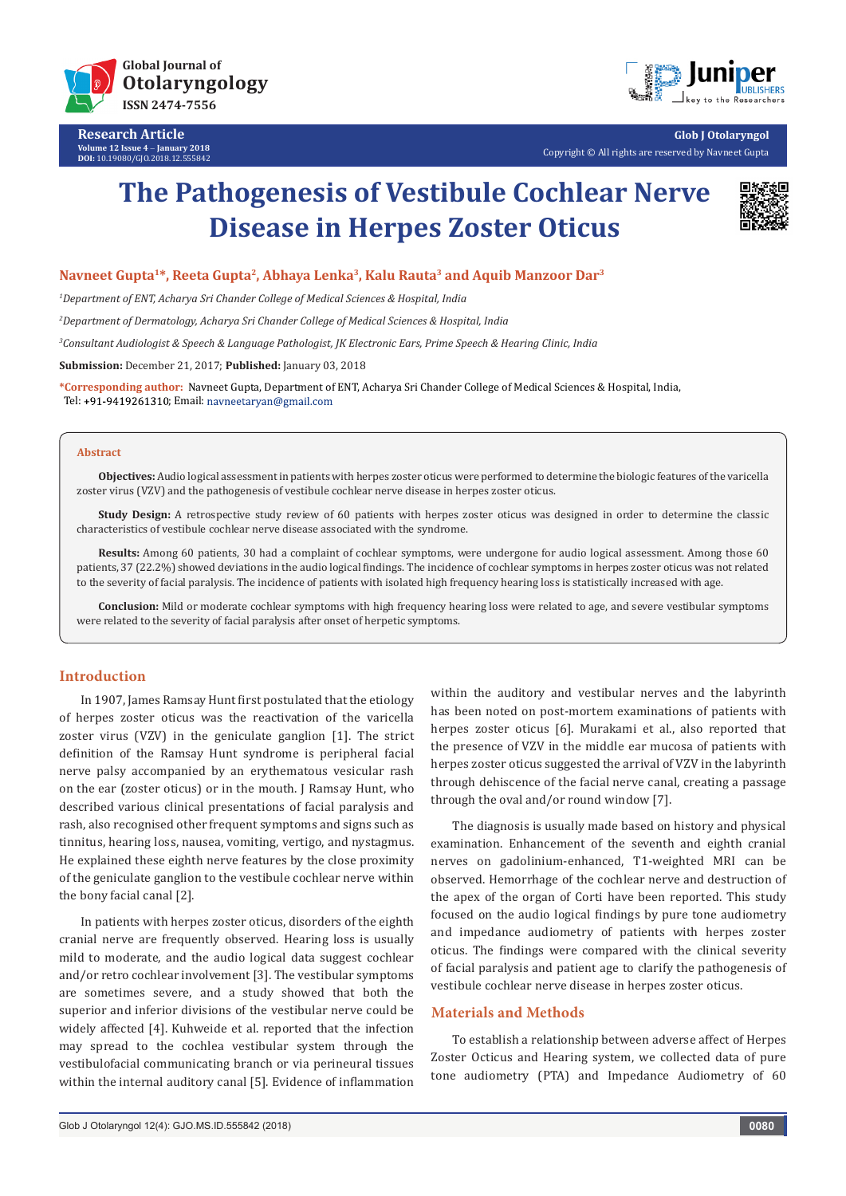Research Article

# The Pathogenesis of Vestibule Cochlear Nerve Disease in Herpes Zoster Oticus

**Navneet Gupta[1]*, Reeta Gupta[2], Abhaya Lenka[3], Kalu Rauta[3] and Aquib Manzoor Dar[3]**

*[1]Department of ENT, Acharya Sri Chander College of Medical Sciences & Hospital, India*

*[2]Department of Dermatology, Acharya Sri Chander College of Medical Sciences & Hospital, India*

*[3]Consultant Audiologist & Speech & Language Pathologist, JK Electronic Ears, Prime Speech & Hearing Clinic, India*

**Submission:** December 21, 2017; **Published:** January 03, 2018

***Corresponding author:** Navneet Gupta, Department of ENT, Acharya Sri Chander College of Medical Sciences & Hospital, India, Tel: +91-9419261310; Email: navneetaryan@gmail.com

## Abstract

**Objectives:** Audio logical assessment in patients with herpes zoster oticus were performed to determine the biologic features of the varicella zoster virus (VZV) and the pathogenesis of vestibule cochlear nerve disease in herpes zoster oticus.

**Study Design:** A retrospective study review of 60 patients with herpes zoster oticus was designed in order to determine the classic characteristics of vestibule cochlear nerve disease associated with the syndrome.

**Results:** Among 60 patients, 30 had a complaint of cochlear symptoms, were undergone for audio logical assessment. Among those 60 patients, 37 (22.2%) showed deviations in the audio logical findings. The incidence of cochlear symptoms in herpes zoster oticus was not related to the severity of facial paralysis. The incidence of patients with isolated high frequency hearing loss is statistically increased with age.

**Conclusion:** Mild or moderate cochlear symptoms with high frequency hearing loss were related to age, and severe vestibular symptoms were related to the severity of facial paralysis after onset of herpetic symptoms.

## Introduction

In 1907, James Ramsay Hunt first postulated that the etiology of herpes zoster oticus was the reactivation of the varicella zoster virus (VZV) in the geniculate ganglion [1]. The strict definition of the Ramsay Hunt syndrome is peripheral facial nerve palsy accompanied by an erythematous vesicular rash on the ear (zoster oticus) or in the mouth. J Ramsay Hunt, who described various clinical presentations of facial paralysis and rash, also recognised other frequent symptoms and signs such as tinnitus, hearing loss, nausea, vomiting, vertigo, and nystagmus. He explained these eighth nerve features by the close proximity of the geniculate ganglion to the vestibule cochlear nerve within the bony facial canal [2].

In patients with herpes zoster oticus, disorders of the eighth cranial nerve are frequently observed. Hearing loss is usually mild to moderate, and the audio logical data suggest cochlear and/or retro cochlear involvement [3]. The vestibular symptoms are sometimes severe, and a study showed that both the superior and inferior divisions of the vestibular nerve could be widely affected [4]. Kuhweide et al. reported that the infection may spread to the cochlea vestibular system through the vestibulofacial communicating branch or via perineural tissues within the internal auditory canal [5]. Evidence of inflammation within the auditory and vestibular nerves and the labyrinth has been noted on post-mortem examinations of patients with herpes zoster oticus [6]. Murakami et al., also reported that the presence of VZV in the middle ear mucosa of patients with herpes zoster oticus suggested the arrival of VZV in the labyrinth through dehiscence of the facial nerve canal, creating a passage through the oval and/or round window [7].

The diagnosis is usually made based on history and physical examination. Enhancement of the seventh and eighth cranial nerves on gadolinium-enhanced, T1-weighted MRI can be observed. Hemorrhage of the cochlear nerve and destruction of the apex of the organ of Corti have been reported. This study focused on the audio logical findings by pure tone audiometry and impedance audiometry of patients with herpes zoster oticus. The findings were compared with the clinical severity of facial paralysis and patient age to clarify the pathogenesis of vestibule cochlear nerve disease in herpes zoster oticus.

## Materials and Methods

To establish a relationship between adverse affect of Herpes Zoster Octicus and Hearing system, we collected data of pure tone audiometry (PTA) and Impedance Audiometry of 60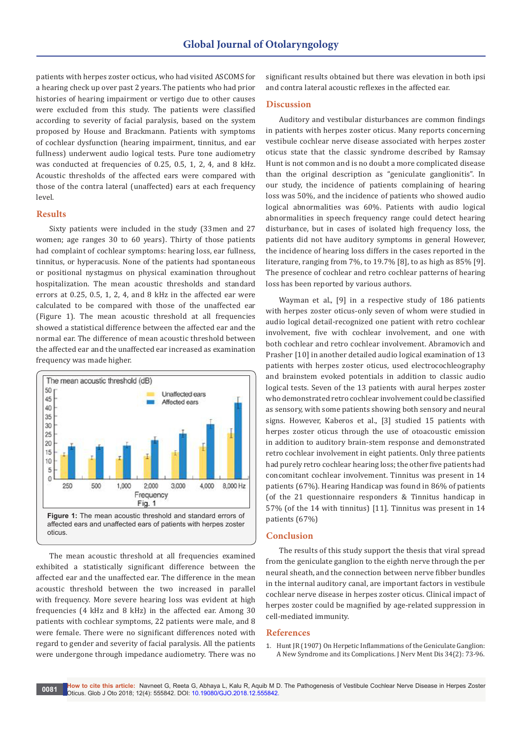patients with herpes zoster octicus, who had visited ASCOMS for a hearing check up over past 2 years. The patients who had prior histories of hearing impairment or vertigo due to other causes were excluded from this study. The patients were classified according to severity of facial paralysis, based on the system proposed by House and Brackmann. Patients with symptoms of cochlear dysfunction (hearing impairment, tinnitus, and ear fullness) underwent audio logical tests. Pure tone audiometry was conducted at frequencies of 0.25, 0.5, 1, 2, 4, and 8 kHz. Acoustic thresholds of the affected ears were compared with those of the contra lateral (unaffected) ears at each frequency level.

## Results

Sixty patients were included in the study (33men and 27 women; age ranges 30 to 60 years). Thirty of those patients had complaint of cochlear symptoms: hearing loss, ear fullness, tinnitus, or hyperacusis. None of the patients had spontaneous or positional nystagmus on physical examination throughout hospitalization. The mean acoustic thresholds and standard errors at 0.25, 0.5, 1, 2, 4, and 8 kHz in the affected ear were calculated to be compared with those of the unaffected ear (Figure 1). The mean acoustic threshold at all frequencies showed a statistical difference between the affected ear and the normal ear. The difference of mean acoustic threshold between the affected ear and the unaffected ear increased as examination frequency was made higher.

**Figure 1:** The mean acoustic threshold and standard errors of affected ears and unaffected ears of patients with herpes zoster oticus.

The mean acoustic threshold at all frequencies examined exhibited a statistically significant difference between the affected ear and the unaffected ear. The difference in the mean acoustic threshold between the two increased in parallel with frequency. More severe hearing loss was evident at high frequencies (4 kHz and 8 kHz) in the affected ear. Among 30 patients with cochlear symptoms, 22 patients were male, and 8 were female. There were no significant differences noted with regard to gender and severity of facial paralysis. All the patients were undergone through impedance audiometry. There was no significant results obtained but there was elevation in both ipsi and contra lateral acoustic reflexes in the affected ear.

## Discussion

Auditory and vestibular disturbances are common findings in patients with herpes zoster oticus. Many reports concerning vestibule cochlear nerve disease associated with herpes zoster oticus state that the classic syndrome described by Ramsay Hunt is not common and is no doubt a more complicated disease than the original description as "geniculate ganglionitis". In our study, the incidence of patients complaining of hearing loss was 50%, and the incidence of patients who showed audio logical abnormalities was 60%. Patients with audio logical abnormalities in speech frequency range could detect hearing disturbance, but in cases of isolated high frequency loss, the patients did not have auditory symptoms in general However, the incidence of hearing loss differs in the cases reported in the literature, ranging from 7%, to 19.7% [8], to as high as 85% [9]. The presence of cochlear and retro cochlear patterns of hearing loss has been reported by various authors.

Wayman et al., [9] in a respective study of 186 patients with herpes zoster oticus-only seven of whom were studied in audio logical detail-recognized one patient with retro cochlear involvement, five with cochlear involvement, and one with both cochlear and retro cochlear involvement. Abramovich and Prasher [10] in another detailed audio logical examination of 13 patients with herpes zoster oticus, used electrocochleography and brainstem evoked potentials in addition to classic audio logical tests. Seven of the 13 patients with aural herpes zoster who demonstrated retro cochlear involvement could be classified as sensory, with some patients showing both sensory and neural signs. However, Kaberos et al., [3] studied 15 patients with herpes zoster oticus through the use of otoacoustic emission in addition to auditory brain-stem response and demonstrated retro cochlear involvement in eight patients. Only three patients had purely retro cochlear hearing loss; the other five patients had concomitant cochlear involvement. Tinnitus was present in 14 patients (67%). Hearing Handicap was found in 86% of patients (of the 21 questionnaire responders & Tinnitus handicap in 57% (of the 14 with tinnitus) [11]. Tinnitus was present in 14 patients (67%)

## Conclusion

The results of this study support the thesis that viral spread from the geniculate ganglion to the eighth nerve through the per neural sheath, and the connection between nerve fibber bundles in the internal auditory canal, are important factors in vestibule cochlear nerve disease in herpes zoster oticus. Clinical impact of herpes zoster could be magnified by age-related suppression in cell-mediated immunity.

## References

1. Hunt JR (1907) On Herpetic Inflammations of the Geniculate Ganglion: A New Syndrome and its Complications. J Nerv Ment Dis 34(2): 73-96.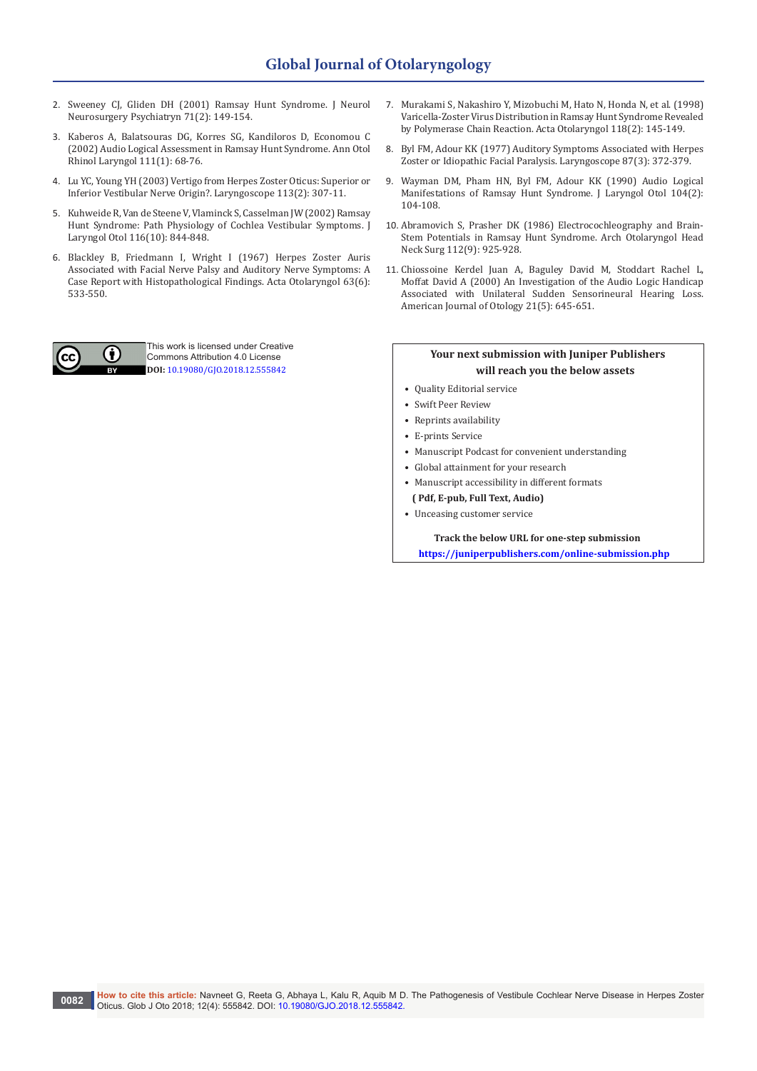2. Sweeney CJ, Gliden DH (2001) Ramsay Hunt Syndrome. J Neurol Neurosurgery Psychiatryn 71(2): 149-154.
3. Kaberos A, Balatsouras DG, Korres SG, Kandiloros D, Economou C (2002) Audio Logical Assessment in Ramsay Hunt Syndrome. Ann Otol Rhinol Laryngol 111(1): 68-76.
4. Lu YC, Young YH (2003) Vertigo from Herpes Zoster Oticus: Superior or Inferior Vestibular Nerve Origin?. Laryngoscope 113(2): 307-11.
5. Kuhweide R, Van de Steene V, Vlaminck S, Casselman JW (2002) Ramsay Hunt Syndrome: Path Physiology of Cochlea Vestibular Symptoms. J Laryngol Otol 116(10): 844-848.
6. Blackley B, Friedmann I, Wright I (1967) Herpes Zoster Auris Associated with Facial Nerve Palsy and Auditory Nerve Symptoms: A Case Report with Histopathological Findings. Acta Otolaryngol 63(6): 533-550.
7. Murakami S, Nakashiro Y, Mizobuchi M, Hato N, Honda N, et al. (1998) Varicella-Zoster Virus Distribution in Ramsay Hunt Syndrome Revealed by Polymerase Chain Reaction. Acta Otolaryngol 118(2): 145-149.
8. Byl FM, Adour KK (1977) Auditory Symptoms Associated with Herpes Zoster or Idiopathic Facial Paralysis. Laryngoscope 87(3): 372-379.
9. Wayman DM, Pham HN, Byl FM, Adour KK (1990) Audio Logical Manifestations of Ramsay Hunt Syndrome. J Laryngol Otol 104(2): 104-108.
10. Abramovich S, Prasher DK (1986) Electrocochleography and Brain-Stem Potentials in Ramsay Hunt Syndrome. Arch Otolaryngol Head Neck Surg 112(9): 925-928.
11. Chiossoine Kerdel Juan A, Baguley David M, Stoddart Rachel L, Moffat David A (2000) An Investigation of the Audio Logic Handicap Associated with Unilateral Sudden Sensorineural Hearing Loss. American Journal of Otology 21(5): 645-651.

This work is licensed under Creative Commons Attribution 4.0 License
**DOI:** 10.19080/GJO.2018.12.555842

**Your next submission with Juniper Publishers will reach you the below assets**

- Quality Editorial service
- Swift Peer Review
- Reprints availability
- E-prints Service
- Manuscript Podcast for convenient understanding
- Global attainment for your research
- Manuscript accessibility in different formats

**( Pdf, E-pub, Full Text, Audio)**

- Unceasing customer service

**Track the below URL for one-step submission**

**https://juniperpublishers.com/online-submission.php**

**How to cite this article:** Navneet G, Reeta G, Abhaya L, Kalu R, Aquib M D. The Pathogenesis of Vestibule Cochlear Nerve Disease in Herpes Zoster Oticus. Glob J Oto 2018; 12(4): 555842. DOI: 10.19080/GJO.2018.12.555842.